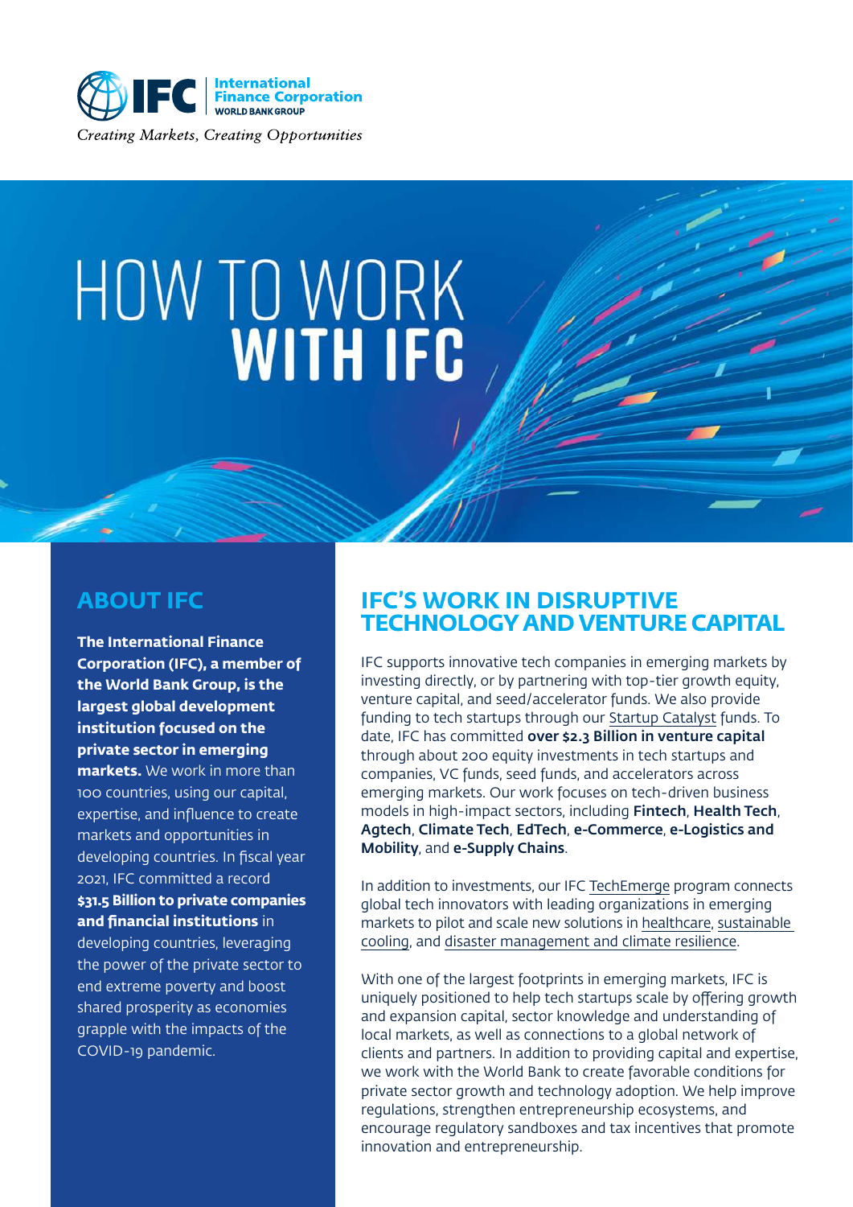International Finance Corporation
WORLD BANK GROUP

*Creating Markets, Creating Opportunities*

# HOW TO WORK **WITH IFC**

## ABOUT IFC

**The International Finance Corporation (IFC), a member of the World Bank Group, is the largest global development institution focused on the private sector in emerging markets.** We work in more than 100 countries, using our capital, expertise, and influence to create markets and opportunities in developing countries. In fiscal year 2021, IFC committed a record **$31.5 Billion to private companies and financial institutions** in developing countries, leveraging the power of the private sector to end extreme poverty and boost shared prosperity as economies grapple with the impacts of the COVID-19 pandemic.

## IFC'S WORK IN DISRUPTIVE TECHNOLOGY AND VENTURE CAPITAL

IFC supports innovative tech companies in emerging markets by investing directly, or by partnering with top-tier growth equity, venture capital, and seed/accelerator funds. We also provide funding to tech startups through our Startup Catalyst funds. To date, IFC has committed **over $2.3 Billion in venture capital** through about 200 equity investments in tech startups and companies, VC funds, seed funds, and accelerators across emerging markets. Our work focuses on tech-driven business models in high-impact sectors, including **Fintech**, **Health Tech**, **Agtech**, **Climate Tech**, **EdTech**, **e-Commerce**, **e-Logistics and Mobility**, and **e-Supply Chains**.

In addition to investments, our IFC TechEmerge program connects global tech innovators with leading organizations in emerging markets to pilot and scale new solutions in healthcare, sustainable cooling, and disaster management and climate resilience.

With one of the largest footprints in emerging markets, IFC is uniquely positioned to help tech startups scale by offering growth and expansion capital, sector knowledge and understanding of local markets, as well as connections to a global network of clients and partners. In addition to providing capital and expertise, we work with the World Bank to create favorable conditions for private sector growth and technology adoption. We help improve regulations, strengthen entrepreneurship ecosystems, and encourage regulatory sandboxes and tax incentives that promote innovation and entrepreneurship.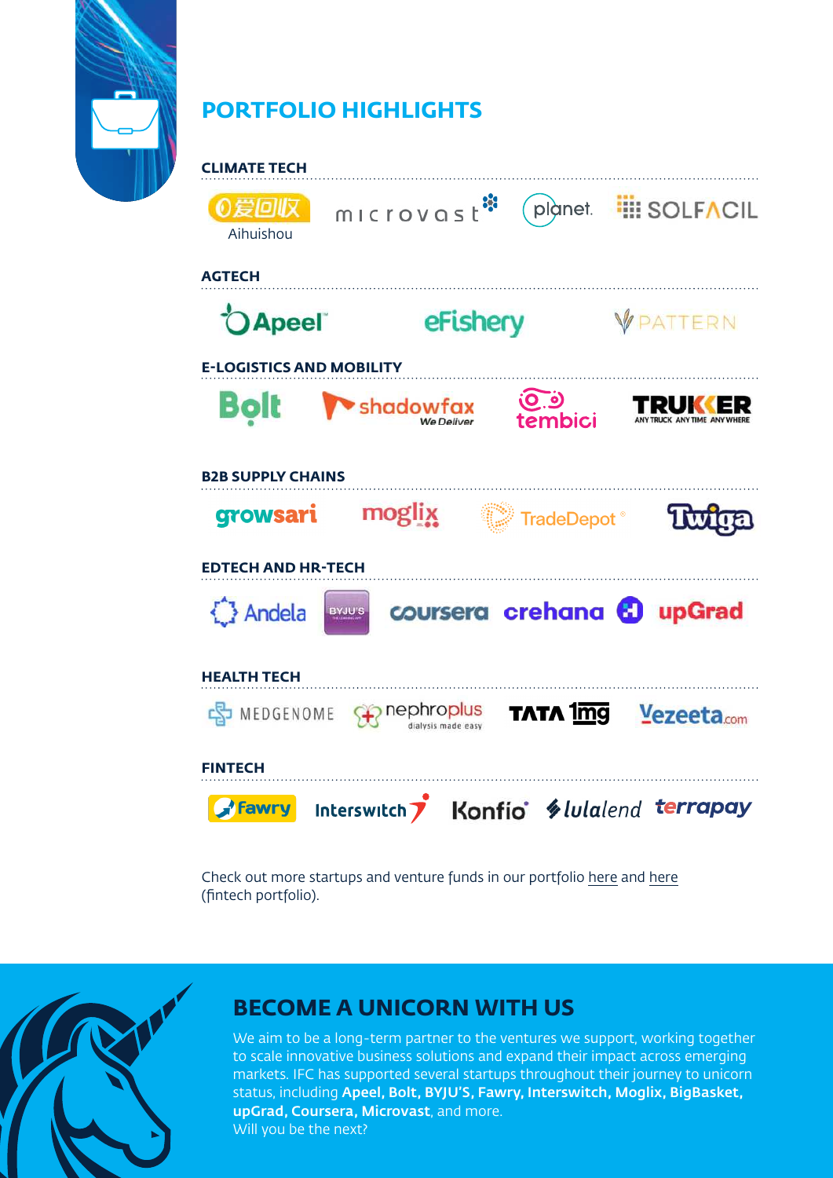## PORTFOLIO HIGHLIGHTS

### CLIMATE TECH

爱回收 Aihuishou · microvast · planet. · SOLFACIL

### AGTECH

Apeel · eFishery · PATTERN

### E-LOGISTICS AND MOBILITY

Bolt · shadowfax We Deliver · tembici · TRUKKER ANY TRUCK ANY TIME ANY WHERE

### B2B SUPPLY CHAINS

growsari · moglix · TradeDepot · Twiga

### EDTECH AND HR-TECH

Andela · BYJU'S · coursera · crehana · upGrad

### HEALTH TECH

MEDGENOME · nephroplus dialysis made easy · TATA 1mg · Vezeeta.com

### FINTECH

Fawry · Interswitch · Konfio · lulalend · terrapay

Check out more startups and venture funds in our portfolio here and here (fintech portfolio).

## BECOME A UNICORN WITH US

We aim to be a long-term partner to the ventures we support, working together to scale innovative business solutions and expand their impact across emerging markets. IFC has supported several startups throughout their journey to unicorn status, including **Apeel, Bolt, BYJU'S, Fawry, Interswitch, Moglix, BigBasket, upGrad, Coursera, Microvast**, and more.
Will you be the next?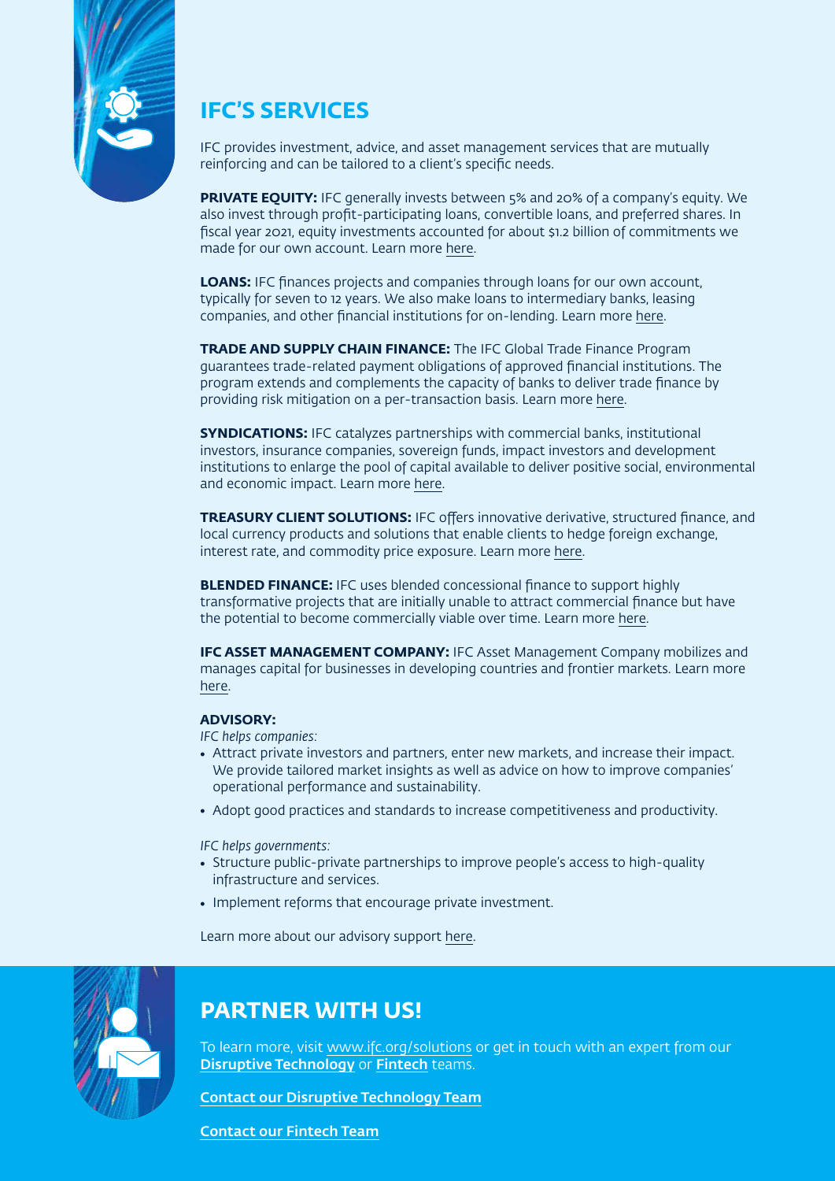## IFC'S SERVICES

IFC provides investment, advice, and asset management services that are mutually reinforcing and can be tailored to a client's specific needs.

**PRIVATE EQUITY:** IFC generally invests between 5% and 20% of a company's equity. We also invest through profit-participating loans, convertible loans, and preferred shares. In fiscal year 2021, equity investments accounted for about $1.2 billion of commitments we made for our own account. Learn more here.

**LOANS:** IFC finances projects and companies through loans for our own account, typically for seven to 12 years. We also make loans to intermediary banks, leasing companies, and other financial institutions for on-lending. Learn more here.

**TRADE AND SUPPLY CHAIN FINANCE:** The IFC Global Trade Finance Program guarantees trade-related payment obligations of approved financial institutions. The program extends and complements the capacity of banks to deliver trade finance by providing risk mitigation on a per-transaction basis. Learn more here.

**SYNDICATIONS:** IFC catalyzes partnerships with commercial banks, institutional investors, insurance companies, sovereign funds, impact investors and development institutions to enlarge the pool of capital available to deliver positive social, environmental and economic impact. Learn more here.

**TREASURY CLIENT SOLUTIONS:** IFC offers innovative derivative, structured finance, and local currency products and solutions that enable clients to hedge foreign exchange, interest rate, and commodity price exposure. Learn more here.

**BLENDED FINANCE:** IFC uses blended concessional finance to support highly transformative projects that are initially unable to attract commercial finance but have the potential to become commercially viable over time. Learn more here.

**IFC ASSET MANAGEMENT COMPANY:** IFC Asset Management Company mobilizes and manages capital for businesses in developing countries and frontier markets. Learn more here.

**ADVISORY:**

*IFC helps companies:*

- Attract private investors and partners, enter new markets, and increase their impact. We provide tailored market insights as well as advice on how to improve companies' operational performance and sustainability.
- Adopt good practices and standards to increase competitiveness and productivity.

*IFC helps governments:*

- Structure public-private partnerships to improve people's access to high-quality infrastructure and services.
- Implement reforms that encourage private investment.

Learn more about our advisory support here.

## PARTNER WITH US!

To learn more, visit www.ifc.org/solutions or get in touch with an expert from our **Disruptive Technology** or **Fintech** teams.

**Contact our Disruptive Technology Team**

**Contact our Fintech Team**